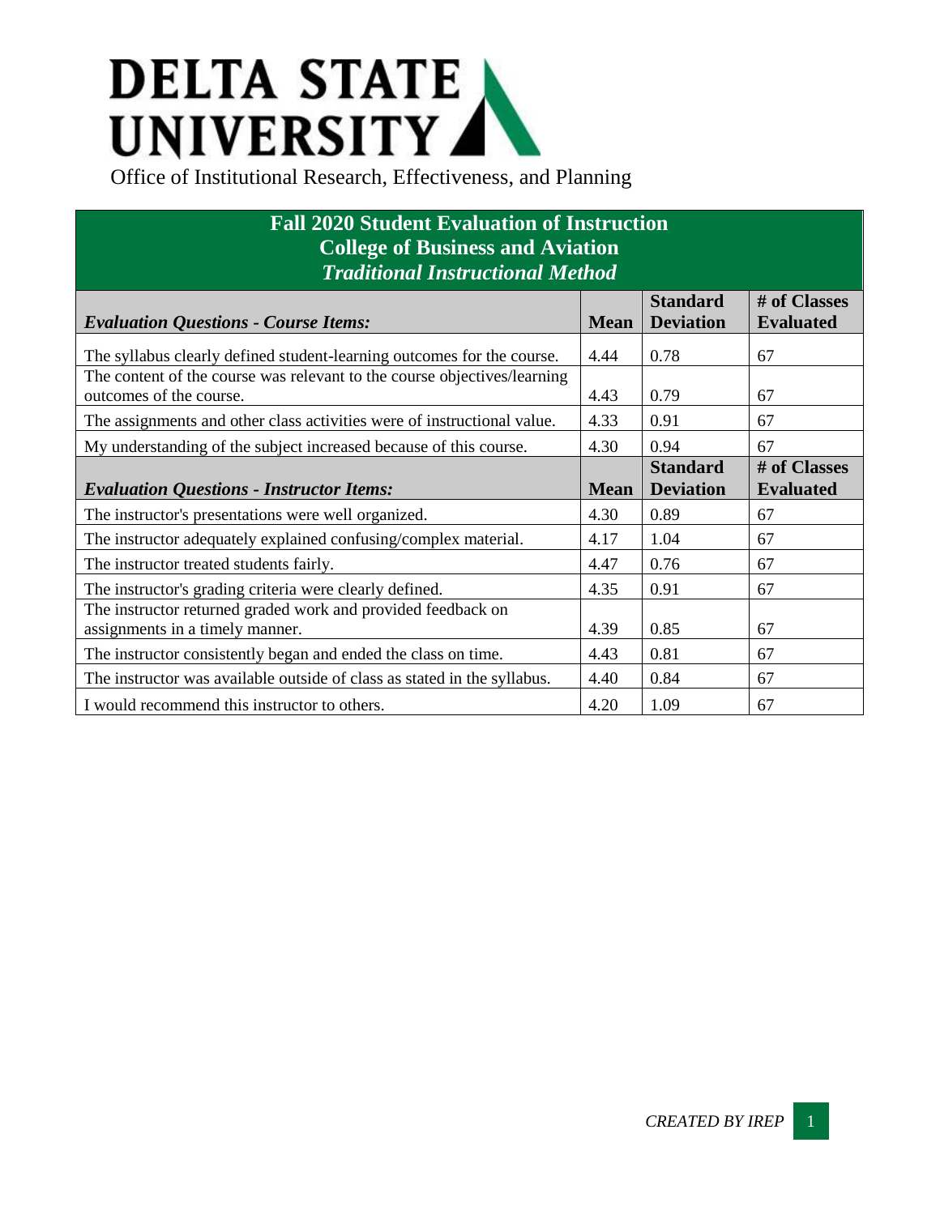# DELTA STATE UNIVERSITY

Office of Institutional Research, Effectiveness, and Planning

## Fall 2020 Student Evaluation of Instruction
## College of Business and Aviation
### *Traditional Instructional Method*

| *Evaluation Questions - Course Items:* | Mean | Standard Deviation | # of Classes Evaluated |
|---|---|---|---|
| The syllabus clearly defined student-learning outcomes for the course. | 4.44 | 0.78 | 67 |
| The content of the course was relevant to the course objectives/learning outcomes of the course. | 4.43 | 0.79 | 67 |
| The assignments and other class activities were of instructional value. | 4.33 | 0.91 | 67 |
| My understanding of the subject increased because of this course. | 4.30 | 0.94 | 67 |
| ***Evaluation Questions - Instructor Items:*** | **Mean** | **Standard Deviation** | **# of Classes Evaluated** |
| The instructor's presentations were well organized. | 4.30 | 0.89 | 67 |
| The instructor adequately explained confusing/complex material. | 4.17 | 1.04 | 67 |
| The instructor treated students fairly. | 4.47 | 0.76 | 67 |
| The instructor's grading criteria were clearly defined. | 4.35 | 0.91 | 67 |
| The instructor returned graded work and provided feedback on assignments in a timely manner. | 4.39 | 0.85 | 67 |
| The instructor consistently began and ended the class on time. | 4.43 | 0.81 | 67 |
| The instructor was available outside of class as stated in the syllabus. | 4.40 | 0.84 | 67 |
| I would recommend this instructor to others. | 4.20 | 1.09 | 67 |

*CREATED BY IREP*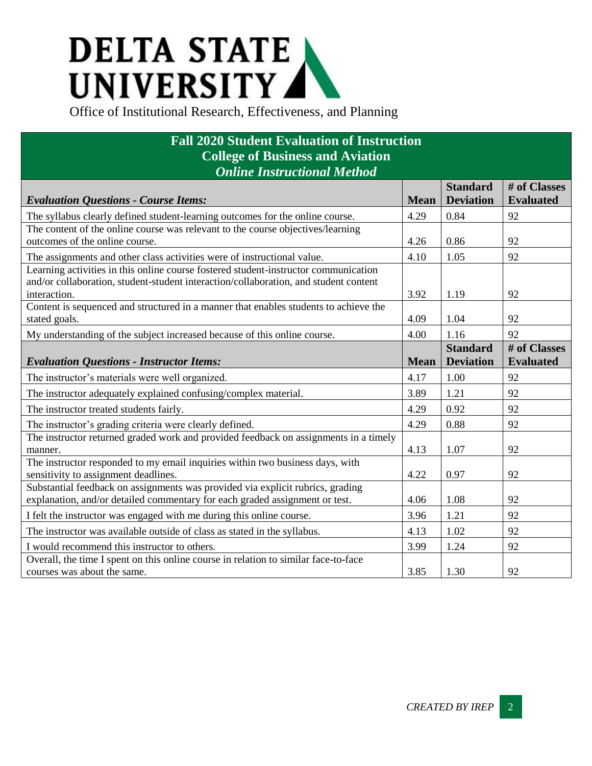# DELTA STATE UNIVERSITY

Office of Institutional Research, Effectiveness, and Planning

## Fall 2020 Student Evaluation of Instruction
## College of Business and Aviation
### *Online Instructional Method*

| *Evaluation Questions - Course Items:* | Mean | Standard Deviation | # of Classes Evaluated |
|---|---|---|---|
| The syllabus clearly defined student-learning outcomes for the online course. | 4.29 | 0.84 | 92 |
| The content of the online course was relevant to the course objectives/learning outcomes of the online course. | 4.26 | 0.86 | 92 |
| The assignments and other class activities were of instructional value. | 4.10 | 1.05 | 92 |
| Learning activities in this online course fostered student-instructor communication and/or collaboration, student-student interaction/collaboration, and student content interaction. | 3.92 | 1.19 | 92 |
| Content is sequenced and structured in a manner that enables students to achieve the stated goals. | 4.09 | 1.04 | 92 |
| My understanding of the subject increased because of this online course. | 4.00 | 1.16 | 92 |
| ***Evaluation Questions - Instructor Items:*** | **Mean** | **Standard Deviation** | **# of Classes Evaluated** |
| The instructor's materials were well organized. | 4.17 | 1.00 | 92 |
| The instructor adequately explained confusing/complex material. | 3.89 | 1.21 | 92 |
| The instructor treated students fairly. | 4.29 | 0.92 | 92 |
| The instructor's grading criteria were clearly defined. | 4.29 | 0.88 | 92 |
| The instructor returned graded work and provided feedback on assignments in a timely manner. | 4.13 | 1.07 | 92 |
| The instructor responded to my email inquiries within two business days, with sensitivity to assignment deadlines. | 4.22 | 0.97 | 92 |
| Substantial feedback on assignments was provided via explicit rubrics, grading explanation, and/or detailed commentary for each graded assignment or test. | 4.06 | 1.08 | 92 |
| I felt the instructor was engaged with me during this online course. | 3.96 | 1.21 | 92 |
| The instructor was available outside of class as stated in the syllabus. | 4.13 | 1.02 | 92 |
| I would recommend this instructor to others. | 3.99 | 1.24 | 92 |
| Overall, the time I spent on this online course in relation to similar face-to-face courses was about the same. | 3.85 | 1.30 | 92 |

*CREATED BY IREP*